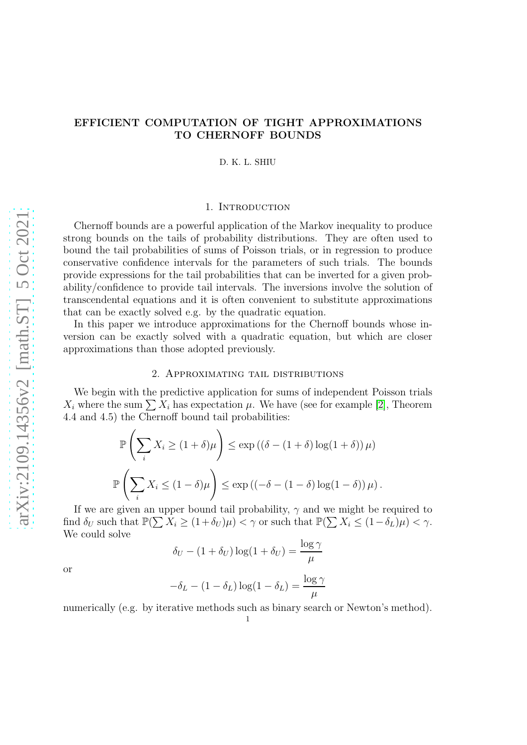# EFFICIENT COMPUTATION OF TIGHT APPROXIMATIONS TO CHERNOFF BOUNDS

D. K. L. SHIU

## 1. Introduction

Chernoff bounds are a powerful application of the Markov inequality to produce strong bounds on the tails of probability distributions. They are often used to bound the tail probabilities of sums of Poisson trials, or in regression to produce conservative confidence intervals for the parameters of such trials. The bounds provide expressions for the tail probabilities that can be inverted for a given probability/confidence to provide tail intervals. The inversions involve the solution of transcendental equations and it is often convenient to substitute approximations that can be exactly solved e.g. by the quadratic equation.

In this paper we introduce approximations for the Chernoff bounds whose inversion can be exactly solved with a quadratic equation, but which are closer approximations than those adopted previously.

## 2. Approximating tail distributions

We begin with the predictive application for sums of independent Poisson trials $X_i$ where the sum $\sum X_i$ has expectation $\mu$. We have (see for example [2], Theorem 4.4 and 4.5) the Chernoff bound tail probabilities:

$$\mathbb{P}\left(\sum_i X_i \geq (1+\delta)\mu\right) \leq \exp\left(\left(\delta - (1+\delta)\log(1+\delta)\right)\mu\right)$$

$$\mathbb{P}\left(\sum_i X_i \leq (1-\delta)\mu\right) \leq \exp\left(\left(-\delta - (1-\delta)\log(1-\delta)\right)\mu\right).$$

If we are given an upper bound tail probability, $\gamma$ and we might be required to find $\delta_U$ such that $\mathbb{P}(\sum X_i \geq (1+\delta_U)\mu) < \gamma$ or such that $\mathbb{P}(\sum X_i \leq (1-\delta_L)\mu) < \gamma$. We could solve

$$\delta_U - (1+\delta_U)\log(1+\delta_U) = \frac{\log\gamma}{\mu}$$

or

$$-\delta_L - (1-\delta_L)\log(1-\delta_L) = \frac{\log\gamma}{\mu}$$

numerically (e.g. by iterative methods such as binary search or Newton's method).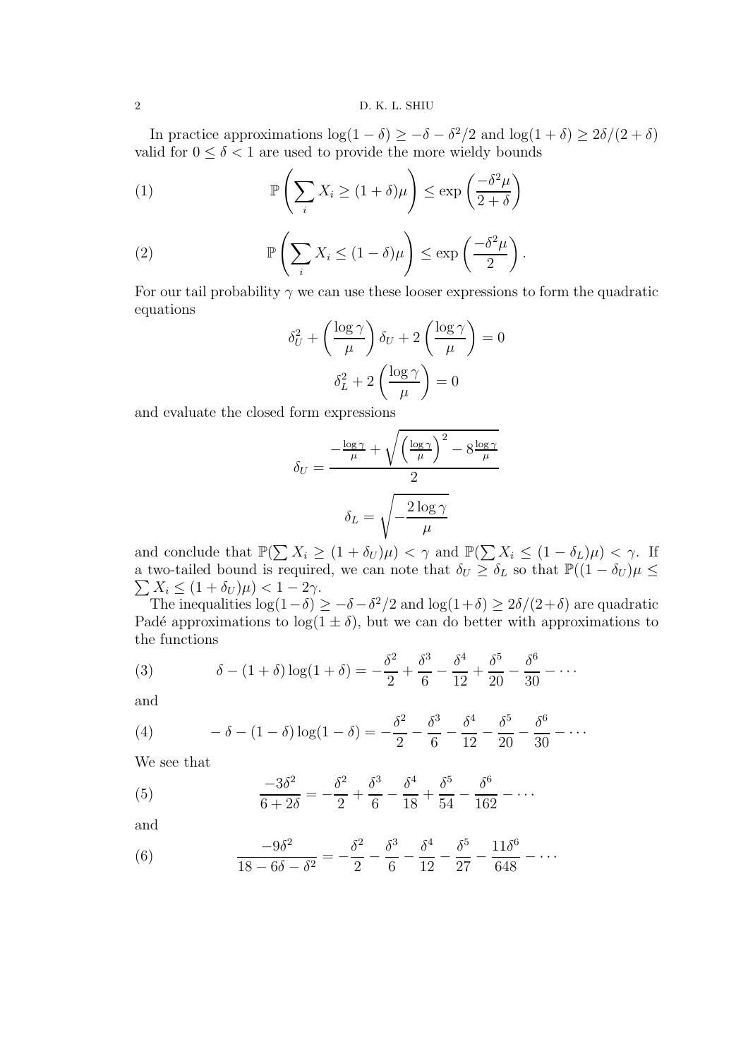In practice approximations $\log(1-\delta) \geq -\delta - \delta^2/2$ and $\log(1+\delta) \geq 2\delta/(2+\delta)$ valid for $0 \leq \delta < 1$ are used to provide the more wieldy bounds

$$\mathbb{P}\left(\sum_i X_i \geq (1+\delta)\mu\right) \leq \exp\left(\frac{-\delta^2\mu}{2+\delta}\right) \tag{1}$$

$$\mathbb{P}\left(\sum_i X_i \leq (1-\delta)\mu\right) \leq \exp\left(\frac{-\delta^2\mu}{2}\right). \tag{2}$$

For our tail probability $\gamma$ we can use these looser expressions to form the quadratic equations

$$\delta_U^2 + \left(\frac{\log\gamma}{\mu}\right)\delta_U + 2\left(\frac{\log\gamma}{\mu}\right) = 0$$

$$\delta_L^2 + 2\left(\frac{\log\gamma}{\mu}\right) = 0$$

and evaluate the closed form expressions

$$\delta_U = \frac{-\frac{\log\gamma}{\mu} + \sqrt{\left(\frac{\log\gamma}{\mu}\right)^2 - 8\frac{\log\gamma}{\mu}}}{2}$$

$$\delta_L = \sqrt{-\frac{2\log\gamma}{\mu}}$$

and conclude that $\mathbb{P}(\sum X_i \geq (1+\delta_U)\mu) < \gamma$ and $\mathbb{P}(\sum X_i \leq (1-\delta_L)\mu) < \gamma$. If a two-tailed bound is required, we can note that $\delta_U \geq \delta_L$ so that $\mathbb{P}((1-\delta_U)\mu \leq \sum X_i \leq (1+\delta_U)\mu) < 1-2\gamma$.

The inequalities $\log(1-\delta) \geq -\delta - \delta^2/2$ and $\log(1+\delta) \geq 2\delta/(2+\delta)$ are quadratic Padé approximations to $\log(1 \pm \delta)$, but we can do better with approximations to the functions

$$\delta - (1+\delta)\log(1+\delta) = -\frac{\delta^2}{2} + \frac{\delta^3}{6} - \frac{\delta^4}{12} + \frac{\delta^5}{20} - \frac{\delta^6}{30} - \cdots \tag{3}$$

and

$$-\delta - (1-\delta)\log(1-\delta) = -\frac{\delta^2}{2} - \frac{\delta^3}{6} - \frac{\delta^4}{12} - \frac{\delta^5}{20} - \frac{\delta^6}{30} - \cdots \tag{4}$$

We see that

$$\frac{-3\delta^2}{6+2\delta} = -\frac{\delta^2}{2} + \frac{\delta^3}{6} - \frac{\delta^4}{18} + \frac{\delta^5}{54} - \frac{\delta^6}{162} - \cdots \tag{5}$$

and

$$\frac{-9\delta^2}{18-6\delta-\delta^2} = -\frac{\delta^2}{2} - \frac{\delta^3}{6} - \frac{\delta^4}{12} - \frac{\delta^5}{27} - \frac{11\delta^6}{648} - \cdots \tag{6}$$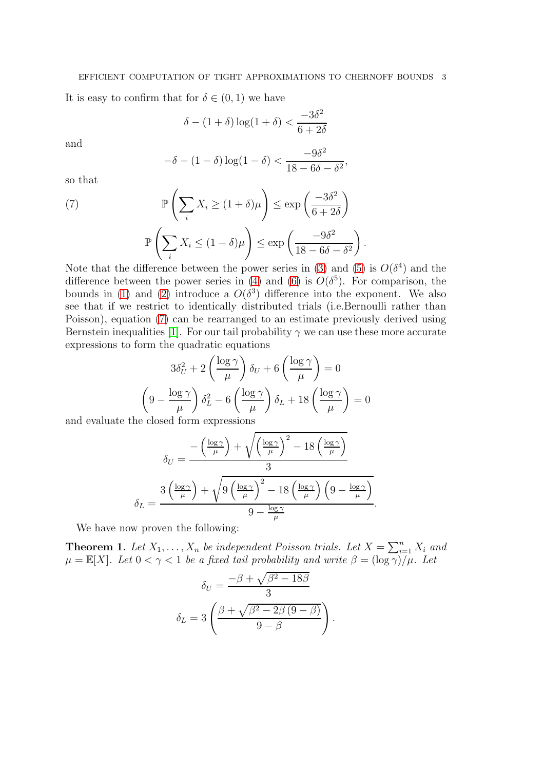It is easy to confirm that for $\delta \in (0, 1)$ we have

$$\delta - (1 + \delta) \log(1 + \delta) < \frac{-3\delta^2}{6 + 2\delta}$$

and

$$-\delta - (1 - \delta) \log(1 - \delta) < \frac{-9\delta^2}{18 - 6\delta - \delta^2},$$

so that

$$\mathbb{P}\left(\sum_i X_i \geq (1 + \delta)\mu\right) \leq \exp\left(\frac{-3\delta^2}{6 + 2\delta}\right) \tag{7}$$

$$\mathbb{P}\left(\sum_i X_i \leq (1 - \delta)\mu\right) \leq \exp\left(\frac{-9\delta^2}{18 - 6\delta - \delta^2}\right).$$

Note that the difference between the power series in (3) and (5) is $O(\delta^4)$ and the difference between the power series in (4) and (6) is $O(\delta^5)$. For comparison, the bounds in (1) and (2) introduce a $O(\delta^3)$ difference into the exponent. We also see that if we restrict to identically distributed trials (i.e.Bernoulli rather than Poisson), equation (7) can be rearranged to an estimate previously derived using Bernstein inequalities [1]. For our tail probability $\gamma$ we can use these more accurate expressions to form the quadratic equations

$$3\delta_U^2 + 2\left(\frac{\log \gamma}{\mu}\right)\delta_U + 6\left(\frac{\log \gamma}{\mu}\right) = 0$$

$$\left(9 - \frac{\log \gamma}{\mu}\right)\delta_L^2 - 6\left(\frac{\log \gamma}{\mu}\right)\delta_L + 18\left(\frac{\log \gamma}{\mu}\right) = 0$$

and evaluate the closed form expressions

$$\delta_U = \frac{-\left(\frac{\log \gamma}{\mu}\right) + \sqrt{\left(\frac{\log \gamma}{\mu}\right)^2 - 18\left(\frac{\log \gamma}{\mu}\right)}}{3}$$

$$\delta_L = \frac{3\left(\frac{\log \gamma}{\mu}\right) + \sqrt{9\left(\frac{\log \gamma}{\mu}\right)^2 - 18\left(\frac{\log \gamma}{\mu}\right)\left(9 - \frac{\log \gamma}{\mu}\right)}}{9 - \frac{\log \gamma}{\mu}}.$$

We have now proven the following:

**Theorem 1.** *Let $X_1, \ldots, X_n$ be independent Poisson trials. Let $X = \sum_{i=1}^n X_i$ and $\mu = \mathbb{E}[X]$. Let $0 < \gamma < 1$ be a fixed tail probability and write $\beta = (\log \gamma)/\mu$. Let*

$$\delta_U = \frac{-\beta + \sqrt{\beta^2 - 18\beta}}{3}$$

$$\delta_L = 3\left(\frac{\beta + \sqrt{\beta^2 - 2\beta\,(9 - \beta)}}{9 - \beta}\right).$$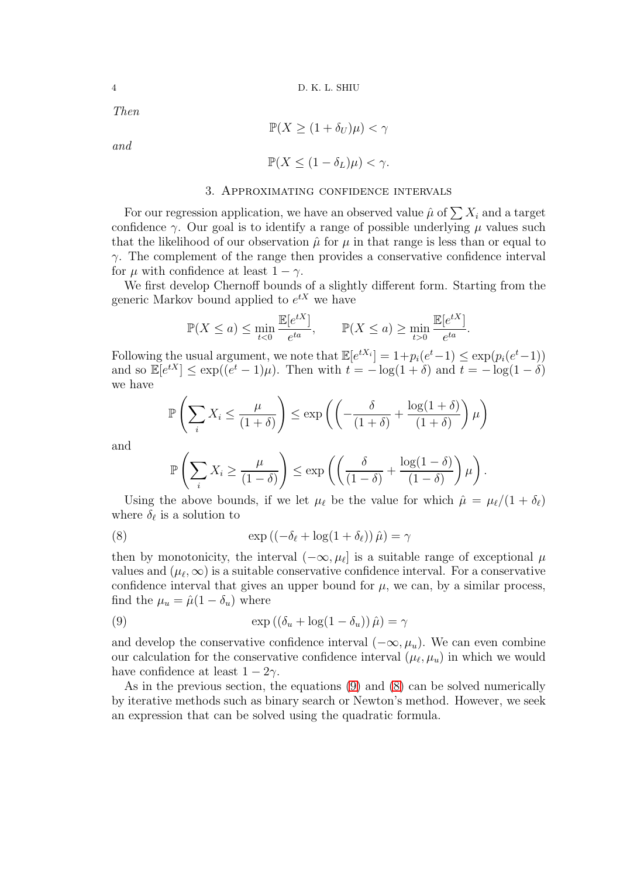*Then*

$$\mathbb{P}(X \geq (1+\delta_U)\mu) < \gamma$$

*and*

$$\mathbb{P}(X \leq (1-\delta_L)\mu) < \gamma.$$

## 3. Approximating confidence intervals

For our regression application, we have an observed value $\hat{\mu}$ of $\sum X_i$ and a target confidence $\gamma$. Our goal is to identify a range of possible underlying $\mu$ values such that the likelihood of our observation $\hat{\mu}$ for $\mu$ in that range is less than or equal to $\gamma$. The complement of the range then provides a conservative confidence interval for $\mu$ with confidence at least $1-\gamma$.

We first develop Chernoff bounds of a slightly different form. Starting from the generic Markov bound applied to $e^{tX}$ we have

$$\mathbb{P}(X \leq a) \leq \min_{t<0} \frac{\mathbb{E}[e^{tX}]}{e^{ta}}, \qquad \mathbb{P}(X \leq a) \geq \min_{t>0} \frac{\mathbb{E}[e^{tX}]}{e^{ta}}.$$

Following the usual argument, we note that $\mathbb{E}[e^{tX_i}] = 1+p_i(e^t-1) \leq \exp(p_i(e^t-1))$ and so $\mathbb{E}[e^{tX}] \leq \exp((e^t-1)\mu)$. Then with $t = -\log(1+\delta)$ and $t = -\log(1-\delta)$ we have

$$\mathbb{P}\left(\sum_i X_i \leq \frac{\mu}{(1+\delta)}\right) \leq \exp\left(\left(-\frac{\delta}{(1+\delta)} + \frac{\log(1+\delta)}{(1+\delta)}\right)\mu\right)$$

and

$$\mathbb{P}\left(\sum_i X_i \geq \frac{\mu}{(1-\delta)}\right) \leq \exp\left(\left(\frac{\delta}{(1-\delta)} + \frac{\log(1-\delta)}{(1-\delta)}\right)\mu\right).$$

Using the above bounds, if we let $\mu_\ell$ be the value for which $\hat{\mu} = \mu_\ell/(1+\delta_\ell)$ where $\delta_\ell$ is a solution to

$$\exp\left(\left(-\delta_\ell + \log(1+\delta_\ell)\right)\hat{\mu}\right) = \gamma \tag{8}$$

then by monotonicity, the interval $(-\infty, \mu_\ell]$ is a suitable range of exceptional $\mu$ values and $(\mu_\ell, \infty)$ is a suitable conservative confidence interval. For a conservative confidence interval that gives an upper bound for $\mu$, we can, by a similar process, find the $\mu_u = \hat{\mu}(1-\delta_u)$ where

$$\exp\left(\left(\delta_u + \log(1-\delta_u)\right)\hat{\mu}\right) = \gamma \tag{9}$$

and develop the conservative confidence interval $(-\infty, \mu_u)$. We can even combine our calculation for the conservative confidence interval $(\mu_\ell, \mu_u)$ in which we would have confidence at least $1-2\gamma$.

As in the previous section, the equations (9) and (8) can be solved numerically by iterative methods such as binary search or Newton's method. However, we seek an expression that can be solved using the quadratic formula.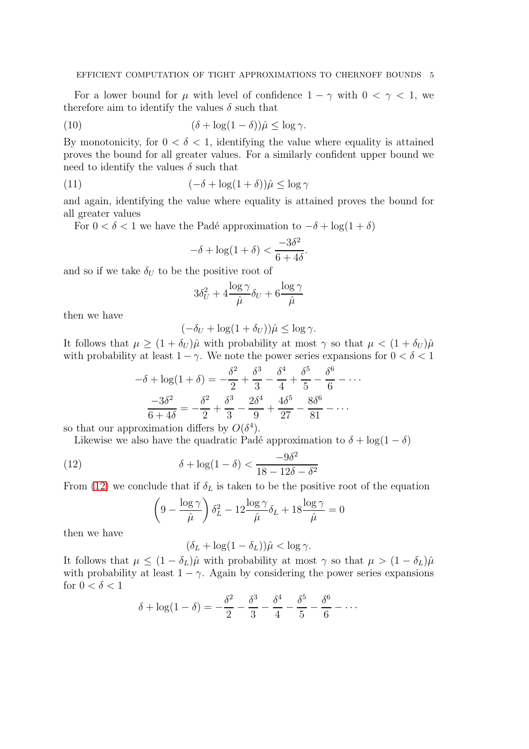For a lower bound for $\mu$ with level of confidence $1-\gamma$ with $0<\gamma<1$, we therefore aim to identify the values $\delta$ such that

$$(\delta + \log(1-\delta))\hat{\mu} \le \log \gamma. \tag{10}$$

By monotonicity, for $0<\delta<1$, identifying the value where equality is attained proves the bound for all greater values. For a similarly confident upper bound we need to identify the values $\delta$ such that

$$(-\delta + \log(1+\delta))\hat{\mu} \le \log \gamma \tag{11}$$

and again, identifying the value where equality is attained proves the bound for all greater values

For $0<\delta<1$ we have the Padé approximation to $-\delta+\log(1+\delta)$

$$-\delta + \log(1+\delta) < \frac{-3\delta^2}{6+4\delta}.$$

and so if we take $\delta_U$ to be the positive root of

$$3\delta_U^2 + 4\frac{\log\gamma}{\hat{\mu}}\delta_U + 6\frac{\log\gamma}{\hat{\mu}}$$

then we have

$$(-\delta_U + \log(1+\delta_U))\hat{\mu} \le \log\gamma.$$

It follows that $\mu \ge (1+\delta_U)\hat{\mu}$ with probability at most $\gamma$ so that $\mu < (1+\delta_U)\hat{\mu}$ with probability at least $1-\gamma$. We note the power series expansions for $0<\delta<1$

$$-\delta + \log(1+\delta) = -\frac{\delta^2}{2} + \frac{\delta^3}{3} - \frac{\delta^4}{4} + \frac{\delta^5}{5} - \frac{\delta^6}{6} - \cdots$$

$$\frac{-3\delta^2}{6+4\delta} = -\frac{\delta^2}{2} + \frac{\delta^3}{3} - \frac{2\delta^4}{9} + \frac{4\delta^5}{27} - \frac{8\delta^6}{81} - \cdots$$

so that our approximation differs by $O(\delta^4)$.

Likewise we also have the quadratic Padé approximation to $\delta + \log(1-\delta)$

$$\delta + \log(1-\delta) < \frac{-9\delta^2}{18 - 12\delta - \delta^2} \tag{12}$$

From (12) we conclude that if $\delta_L$ is taken to be the positive root of the equation

$$\left(9 - \frac{\log\gamma}{\hat{\mu}}\right)\delta_L^2 - 12\frac{\log\gamma}{\hat{\mu}}\delta_L + 18\frac{\log\gamma}{\hat{\mu}} = 0$$

then we have

$$(\delta_L + \log(1-\delta_L))\hat{\mu} < \log\gamma.$$

It follows that $\mu \le (1-\delta_L)\hat{\mu}$ with probability at most $\gamma$ so that $\mu > (1-\delta_L)\hat{\mu}$ with probability at least $1-\gamma$. Again by considering the power series expansions for $0<\delta<1$

$$\delta + \log(1-\delta) = -\frac{\delta^2}{2} - \frac{\delta^3}{3} - \frac{\delta^4}{4} - \frac{\delta^5}{5} - \frac{\delta^6}{6} - \cdots$$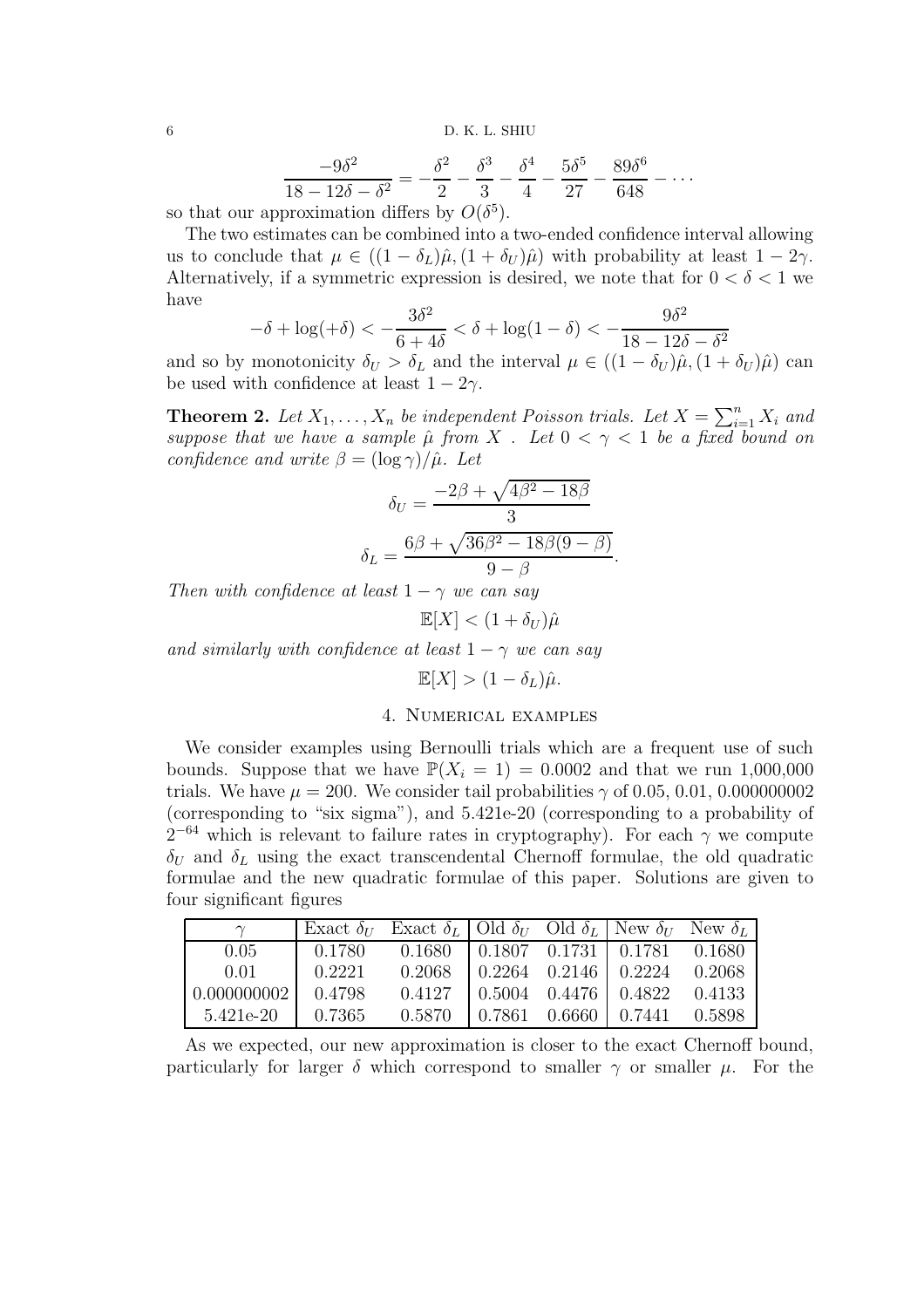$$\frac{-9\delta^2}{18 - 12\delta - \delta^2} = -\frac{\delta^2}{2} - \frac{\delta^3}{3} - \frac{\delta^4}{4} - \frac{5\delta^5}{27} - \frac{89\delta^6}{648} - \cdots$$

so that our approximation differs by $O(\delta^5)$.

The two estimates can be combined into a two-ended confidence interval allowing us to conclude that $\mu \in ((1-\delta_L)\hat{\mu}, (1+\delta_U)\hat{\mu})$ with probability at least $1 - 2\gamma$. Alternatively, if a symmetric expression is desired, we note that for $0 < \delta < 1$ we have

$$-\delta + \log(+\delta) < -\frac{3\delta^2}{6+4\delta} < \delta + \log(1-\delta) < -\frac{9\delta^2}{18 - 12\delta - \delta^2}$$

and so by monotonicity $\delta_U > \delta_L$ and the interval $\mu \in ((1-\delta_U)\hat{\mu}, (1+\delta_U)\hat{\mu})$ can be used with confidence at least $1 - 2\gamma$.

**Theorem 2.** *Let $X_1, \ldots, X_n$ be independent Poisson trials. Let $X = \sum_{i=1}^{n} X_i$ and suppose that we have a sample $\hat{\mu}$ from $X$ . Let $0 < \gamma < 1$ be a fixed bound on confidence and write $\beta = (\log \gamma)/\hat{\mu}$. Let*

$$\delta_U = \frac{-2\beta + \sqrt{4\beta^2 - 18\beta}}{3}$$

$$\delta_L = \frac{6\beta + \sqrt{36\beta^2 - 18\beta(9-\beta)}}{9-\beta}.$$

*Then with confidence at least $1 - \gamma$ we can say*

$$\mathbb{E}[X] < (1+\delta_U)\hat{\mu}$$

*and similarly with confidence at least $1 - \gamma$ we can say*

$$\mathbb{E}[X] > (1-\delta_L)\hat{\mu}.$$

## 4. Numerical examples

We consider examples using Bernoulli trials which are a frequent use of such bounds. Suppose that we have $\mathbb{P}(X_i = 1) = 0.0002$ and that we run 1,000,000 trials. We have $\mu = 200$. We consider tail probabilities $\gamma$ of 0.05, 0.01, 0.000000002 (corresponding to "six sigma"), and 5.421e-20 (corresponding to a probability of $2^{-64}$ which is relevant to failure rates in cryptography). For each $\gamma$ we compute $\delta_U$ and $\delta_L$ using the exact transcendental Chernoff formulae, the old quadratic formulae and the new quadratic formulae of this paper. Solutions are given to four significant figures

| $\gamma$ | Exact $\delta_U$ | Exact $\delta_L$ | Old $\delta_U$ | Old $\delta_L$ | New $\delta_U$ | New $\delta_L$ |
|---|---|---|---|---|---|---|
| 0.05 | 0.1780 | 0.1680 | 0.1807 | 0.1731 | 0.1781 | 0.1680 |
| 0.01 | 0.2221 | 0.2068 | 0.2264 | 0.2146 | 0.2224 | 0.2068 |
| 0.000000002 | 0.4798 | 0.4127 | 0.5004 | 0.4476 | 0.4822 | 0.4133 |
| 5.421e-20 | 0.7365 | 0.5870 | 0.7861 | 0.6660 | 0.7441 | 0.5898 |

As we expected, our new approximation is closer to the exact Chernoff bound, particularly for larger $\delta$ which correspond to smaller $\gamma$ or smaller $\mu$. For the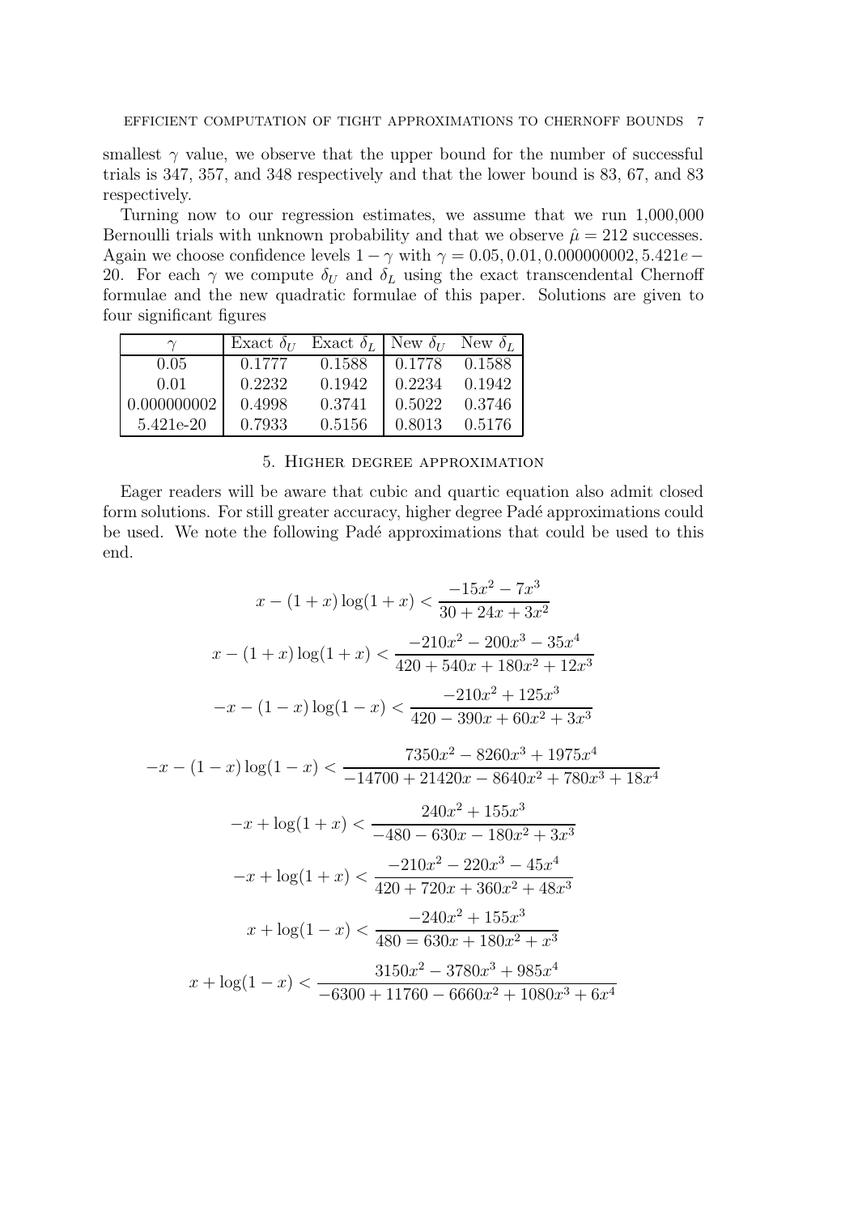smallest $\gamma$ value, we observe that the upper bound for the number of successful trials is 347, 357, and 348 respectively and that the lower bound is 83, 67, and 83 respectively.

Turning now to our regression estimates, we assume that we run 1,000,000 Bernoulli trials with unknown probability and that we observe $\hat{\mu} = 212$ successes. Again we choose confidence levels $1 - \gamma$ with $\gamma = 0.05, 0.01, 0.000000002, 5.421e-20$. For each $\gamma$ we compute $\delta_U$ and $\delta_L$ using the exact transcendental Chernoff formulae and the new quadratic formulae of this paper. Solutions are given to four significant figures

| $\gamma$ | Exact $\delta_U$ | Exact $\delta_L$ | New $\delta_U$ | New $\delta_L$ |
|---|---|---|---|---|
| 0.05 | 0.1777 | 0.1588 | 0.1778 | 0.1588 |
| 0.01 | 0.2232 | 0.1942 | 0.2234 | 0.1942 |
| 0.000000002 | 0.4998 | 0.3741 | 0.5022 | 0.3746 |
| 5.421e-20 | 0.7933 | 0.5156 | 0.8013 | 0.5176 |

## 5. Higher degree approximation

Eager readers will be aware that cubic and quartic equation also admit closed form solutions. For still greater accuracy, higher degree Padé approximations could be used. We note the following Padé approximations that could be used to this end.

$$x - (1+x)\log(1+x) < \frac{-15x^2 - 7x^3}{30 + 24x + 3x^2}$$

$$x - (1+x)\log(1+x) < \frac{-210x^2 - 200x^3 - 35x^4}{420 + 540x + 180x^2 + 12x^3}$$

$$-x - (1-x)\log(1-x) < \frac{-210x^2 + 125x^3}{420 - 390x + 60x^2 + 3x^3}$$

$$-x - (1-x)\log(1-x) < \frac{7350x^2 - 8260x^3 + 1975x^4}{-14700 + 21420x - 8640x^2 + 780x^3 + 18x^4}$$

$$-x + \log(1+x) < \frac{240x^2 + 155x^3}{-480 - 630x - 180x^2 + 3x^3}$$

$$-x + \log(1+x) < \frac{-210x^2 - 220x^3 - 45x^4}{420 + 720x + 360x^2 + 48x^3}$$

$$x + \log(1-x) < \frac{-240x^2 + 155x^3}{480 = 630x + 180x^2 + x^3}$$

$$x + \log(1-x) < \frac{3150x^2 - 3780x^3 + 985x^4}{-6300 + 11760 - 6660x^2 + 1080x^3 + 6x^4}$$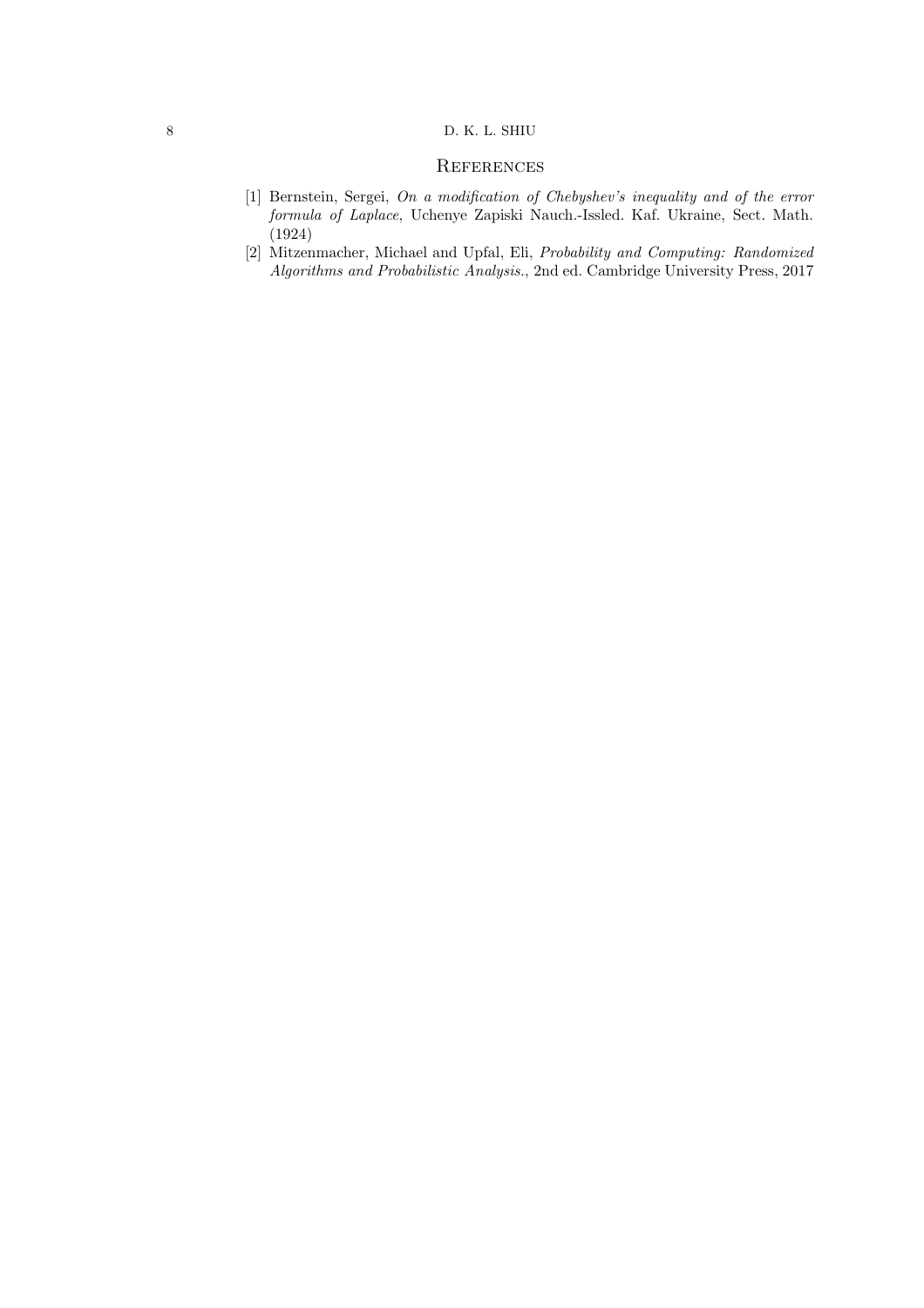## References

[1] Bernstein, Sergei, *On a modification of Chebyshev's inequality and of the error formula of Laplace*, Uchenye Zapiski Nauch.-Issled. Kaf. Ukraine, Sect. Math. (1924)

[2] Mitzenmacher, Michael and Upfal, Eli, *Probability and Computing: Randomized Algorithms and Probabilistic Analysis.*, 2nd ed. Cambridge University Press, 2017